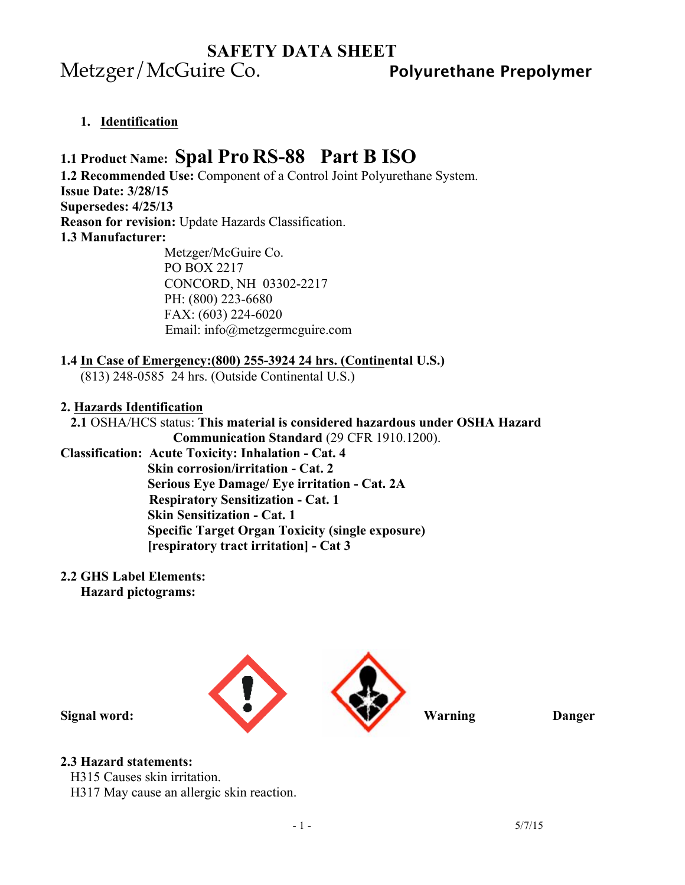# SAFETY DATA SHEET

Metzger/McGuire Co. **Polyurethane Prepolymer**

## 1. Identification

**1.1 Product Name: Spal Pro RS-88 Part B ISO**

**1.2 Recommended Use:** Component of a Control Joint Polyurethane System.

**Issue Date: 3/28/15**

**Supersedes: 4/25/13**

**Reason for revision:** Update Hazards Classification.

**1.3 Manufacturer:**

Metzger/McGuire Co.
PO BOX 2217
CONCORD, NH 03302-2217
PH: (800) 223-6680
FAX: (603) 224-6020
Email: info@metzgermcguire.com

**1.4 In Case of Emergency:(800) 255-3924 24 hrs. (Continental U.S.)**
(813) 248-0585 24 hrs. (Outside Continental U.S.)

## 2. Hazards Identification

**2.1** OSHA/HCS status: **This material is considered hazardous under OSHA Hazard Communication Standard** (29 CFR 1910.1200).

**Classification:**
- **Acute Toxicity: Inhalation - Cat. 4**
- **Skin corrosion/irritation - Cat. 2**
- **Serious Eye Damage/ Eye irritation - Cat. 2A**
- **Respiratory Sensitization - Cat. 1**
- **Skin Sensitization - Cat. 1**
- **Specific Target Organ Toxicity (single exposure) [respiratory tract irritation] - Cat 3**

**2.2 GHS Label Elements:**

**Hazard pictograms:**

**Signal word:** **Warning** **Danger**

**2.3 Hazard statements:**

H315 Causes skin irritation.
H317 May cause an allergic skin reaction.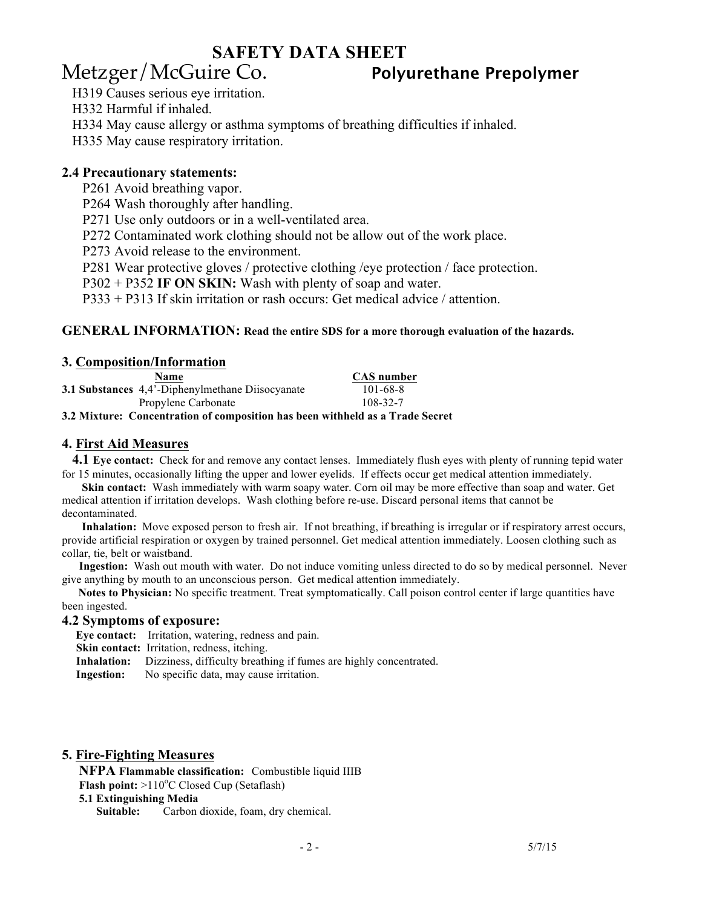# SAFETY DATA SHEET

## Metzger/McGuire Co. **Polyurethane Prepolymer**

H319 Causes serious eye irritation.
H332 Harmful if inhaled.
H334 May cause allergy or asthma symptoms of breathing difficulties if inhaled.
H335 May cause respiratory irritation.

### 2.4 Precautionary statements:

P261 Avoid breathing vapor.
P264 Wash thoroughly after handling.
P271 Use only outdoors or in a well-ventilated area.
P272 Contaminated work clothing should not be allow out of the work place.
P273 Avoid release to the environment.
P281 Wear protective gloves / protective clothing /eye protection / face protection.
P302 + P352 **IF ON SKIN:** Wash with plenty of soap and water.
P333 + P313 If skin irritation or rash occurs: Get medical advice / attention.

**GENERAL INFORMATION: Read the entire SDS for a more thorough evaluation of the hazards.**

## 3. Composition/Information

| | Name | CAS number |
|---|---|---|
| **3.1 Substances** | 4,4'-Diphenylmethane Diisocyanate | 101-68-8 |
| | Propylene Carbonate | 108-32-7 |

**3.2 Mixture: Concentration of composition has been withheld as a Trade Secret**

## 4. First Aid Measures

**4.1 Eye contact:** Check for and remove any contact lenses. Immediately flush eyes with plenty of running tepid water for 15 minutes, occasionally lifting the upper and lower eyelids. If effects occur get medical attention immediately.

**Skin contact:** Wash immediately with warm soapy water. Corn oil may be more effective than soap and water. Get medical attention if irritation develops. Wash clothing before re-use. Discard personal items that cannot be decontaminated.

**Inhalation:** Move exposed person to fresh air. If not breathing, if breathing is irregular or if respiratory arrest occurs, provide artificial respiration or oxygen by trained personnel. Get medical attention immediately. Loosen clothing such as collar, tie, belt or waistband.

**Ingestion:** Wash out mouth with water. Do not induce vomiting unless directed to do so by medical personnel. Never give anything by mouth to an unconscious person. Get medical attention immediately.

**Notes to Physician:** No specific treatment. Treat symptomatically. Call poison control center if large quantities have been ingested.

### 4.2 Symptoms of exposure:

**Eye contact:** Irritation, watering, redness and pain.
**Skin contact:** Irritation, redness, itching.
**Inhalation:** Dizziness, difficulty breathing if fumes are highly concentrated.
**Ingestion:** No specific data, may cause irritation.

## 5. Fire-Fighting Measures

**NFPA Flammable classification:** Combustible liquid IIIB
**Flash point:** >110°C Closed Cup (Setaflash)

**5.1 Extinguishing Media**
**Suitable:** Carbon dioxide, foam, dry chemical.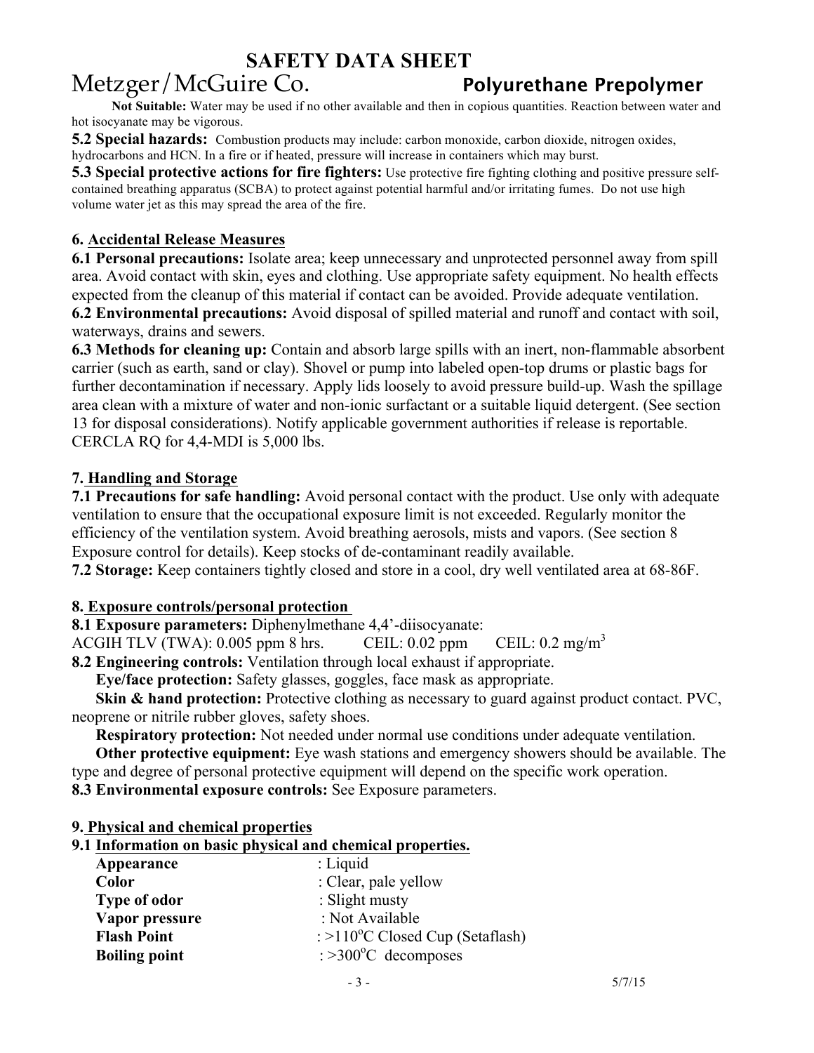**Not Suitable:** Water may be used if no other available and then in copious quantities. Reaction between water and hot isocyanate may be vigorous.

**5.2 Special hazards:** Combustion products may include: carbon monoxide, carbon dioxide, nitrogen oxides, hydrocarbons and HCN. In a fire or if heated, pressure will increase in containers which may burst.

**5.3 Special protective actions for fire fighters:** Use protective fire fighting clothing and positive pressure self-contained breathing apparatus (SCBA) to protect against potential harmful and/or irritating fumes. Do not use high volume water jet as this may spread the area of the fire.

## 6. Accidental Release Measures

**6.1 Personal precautions:** Isolate area; keep unnecessary and unprotected personnel away from spill area. Avoid contact with skin, eyes and clothing. Use appropriate safety equipment. No health effects expected from the cleanup of this material if contact can be avoided. Provide adequate ventilation.

**6.2 Environmental precautions:** Avoid disposal of spilled material and runoff and contact with soil, waterways, drains and sewers.

**6.3 Methods for cleaning up:** Contain and absorb large spills with an inert, non-flammable absorbent carrier (such as earth, sand or clay). Shovel or pump into labeled open-top drums or plastic bags for further decontamination if necessary. Apply lids loosely to avoid pressure build-up. Wash the spillage area clean with a mixture of water and non-ionic surfactant or a suitable liquid detergent. (See section 13 for disposal considerations). Notify applicable government authorities if release is reportable. CERCLA RQ for 4,4-MDI is 5,000 lbs.

## 7. Handling and Storage

**7.1 Precautions for safe handling:** Avoid personal contact with the product. Use only with adequate ventilation to ensure that the occupational exposure limit is not exceeded. Regularly monitor the efficiency of the ventilation system. Avoid breathing aerosols, mists and vapors. (See section 8 Exposure control for details). Keep stocks of de-contaminant readily available.

**7.2 Storage:** Keep containers tightly closed and store in a cool, dry well ventilated area at 68-86F.

## 8. Exposure controls/personal protection

**8.1 Exposure parameters:** Diphenylmethane 4,4'-diisocyanate:
ACGIH TLV (TWA): 0.005 ppm 8 hrs. CEIL: 0.02 ppm CEIL: 0.2 $mg/m^3$

**8.2 Engineering controls:** Ventilation through local exhaust if appropriate.

**Eye/face protection:** Safety glasses, goggles, face mask as appropriate.

**Skin & hand protection:** Protective clothing as necessary to guard against product contact. PVC, neoprene or nitrile rubber gloves, safety shoes.

**Respiratory protection:** Not needed under normal use conditions under adequate ventilation.

**Other protective equipment:** Eye wash stations and emergency showers should be available. The type and degree of personal protective equipment will depend on the specific work operation.

**8.3 Environmental exposure controls:** See Exposure parameters.

## 9. Physical and chemical properties

### 9.1 Information on basic physical and chemical properties.

| | |
|---|---|
| **Appearance** | : Liquid |
| **Color** | : Clear, pale yellow |
| **Type of odor** | : Slight musty |
| **Vapor pressure** | : Not Available |
| **Flash Point** | : >110$^oC$ Closed Cup (Setaflash) |
| **Boiling point** | : >300$^oC$ decomposes |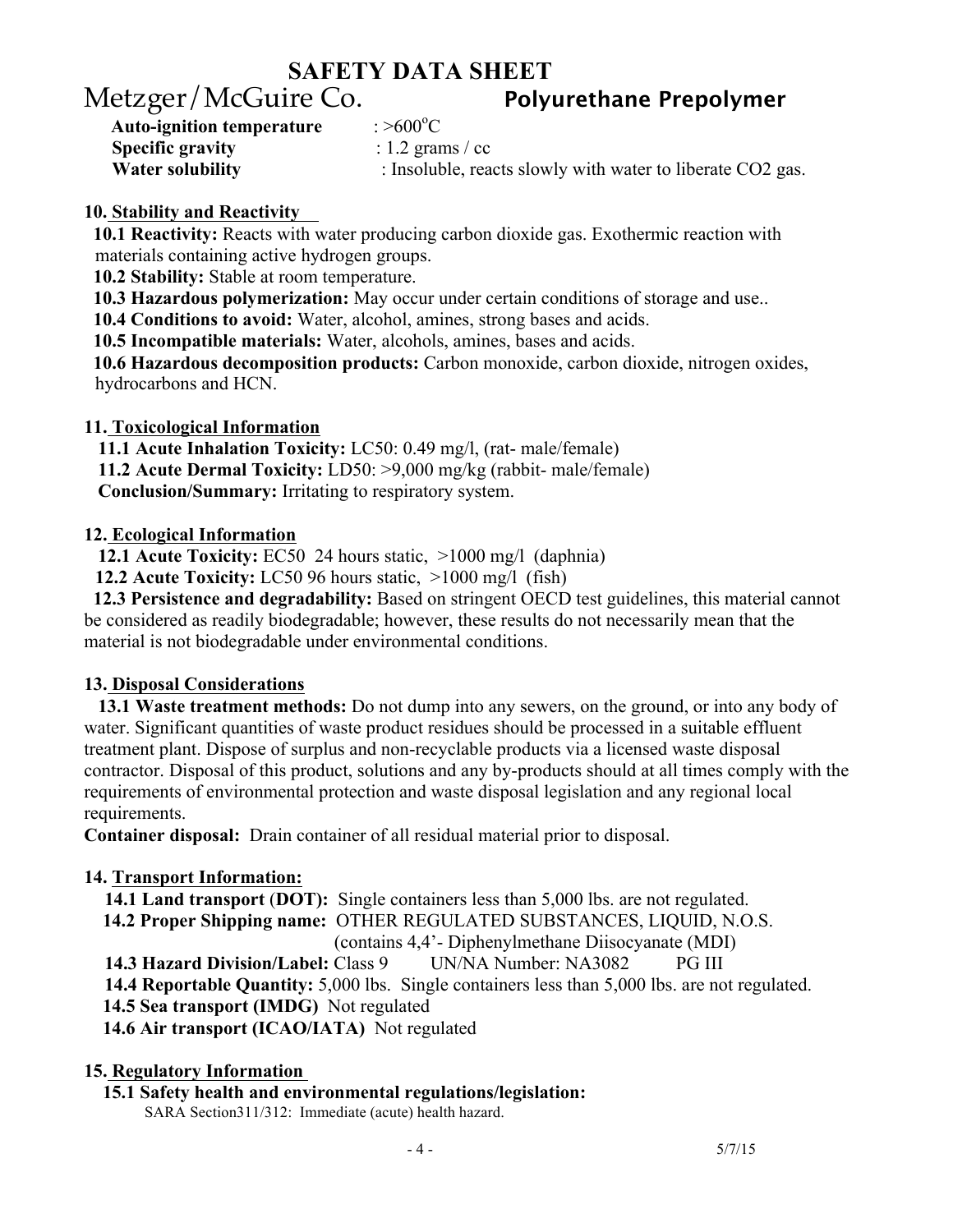**Auto-ignition temperature** : >600°C
**Specific gravity** : 1.2 grams / cc
**Water solubility** : Insoluble, reacts slowly with water to liberate $CO_2$ gas.

## 10. Stability and Reactivity

**10.1 Reactivity:** Reacts with water producing carbon dioxide gas. Exothermic reaction with materials containing active hydrogen groups.
**10.2 Stability:** Stable at room temperature.
**10.3 Hazardous polymerization:** May occur under certain conditions of storage and use..
**10.4 Conditions to avoid:** Water, alcohol, amines, strong bases and acids.
**10.5 Incompatible materials:** Water, alcohols, amines, bases and acids.
**10.6 Hazardous decomposition products:** Carbon monoxide, carbon dioxide, nitrogen oxides, hydrocarbons and HCN.

## 11. Toxicological Information

**11.1 Acute Inhalation Toxicity:** LC50: 0.49 mg/l, (rat- male/female)
**11.2 Acute Dermal Toxicity:** LD50: >9,000 mg/kg (rabbit- male/female)
**Conclusion/Summary:** Irritating to respiratory system.

## 12. Ecological Information

**12.1 Acute Toxicity:** EC50 24 hours static, >1000 mg/l (daphnia)
**12.2 Acute Toxicity:** LC50 96 hours static, >1000 mg/l (fish)
**12.3 Persistence and degradability:** Based on stringent OECD test guidelines, this material cannot be considered as readily biodegradable; however, these results do not necessarily mean that the material is not biodegradable under environmental conditions.

## 13. Disposal Considerations

**13.1 Waste treatment methods:** Do not dump into any sewers, on the ground, or into any body of water. Significant quantities of waste product residues should be processed in a suitable effluent treatment plant. Dispose of surplus and non-recyclable products via a licensed waste disposal contractor. Disposal of this product, solutions and any by-products should at all times comply with the requirements of environmental protection and waste disposal legislation and any regional local requirements.
**Container disposal:** Drain container of all residual material prior to disposal.

## 14. Transport Information:

**14.1 Land transport (DOT):** Single containers less than 5,000 lbs. are not regulated.
**14.2 Proper Shipping name:** OTHER REGULATED SUBSTANCES, LIQUID, N.O.S. (contains 4,4'- Diphenylmethane Diisocyanate (MDI)
**14.3 Hazard Division/Label:** Class 9 UN/NA Number: NA3082 PG III
**14.4 Reportable Quantity:** 5,000 lbs. Single containers less than 5,000 lbs. are not regulated.
**14.5 Sea transport (IMDG)** Not regulated
**14.6 Air transport (ICAO/IATA)** Not regulated

## 15. Regulatory Information

**15.1 Safety health and environmental regulations/legislation:**
SARA Section311/312: Immediate (acute) health hazard.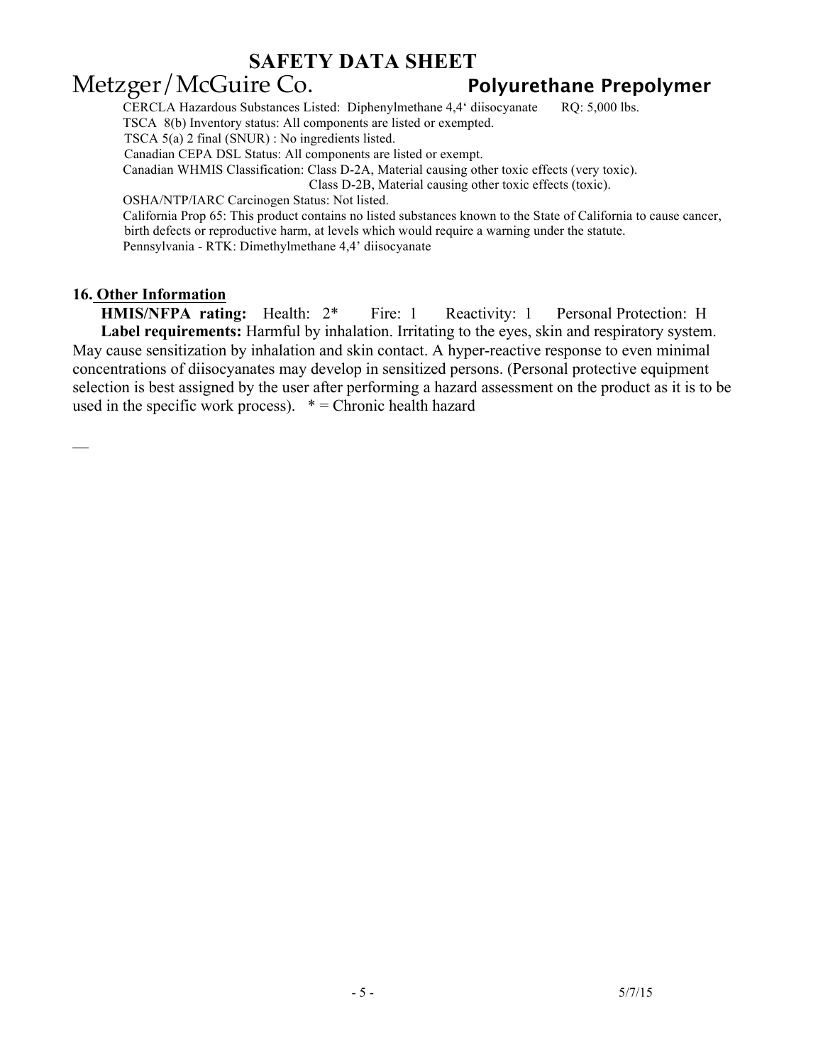CERCLA Hazardous Substances Listed: Diphenylmethane 4,4' diisocyanate RQ: 5,000 lbs.

TSCA 8(b) Inventory status: All components are listed or exempted.

TSCA 5(a) 2 final (SNUR) : No ingredients listed.

Canadian CEPA DSL Status: All components are listed or exempt.

Canadian WHMIS Classification: Class D-2A, Material causing other toxic effects (very toxic).
Class D-2B, Material causing other toxic effects (toxic).

OSHA/NTP/IARC Carcinogen Status: Not listed.

California Prop 65: This product contains no listed substances known to the State of California to cause cancer, birth defects or reproductive harm, at levels which would require a warning under the statute.

Pennsylvania - RTK: Dimethylmethane 4,4' diisocyanate

## 16. Other Information

**HMIS/NFPA rating:** Health: 2* Fire: 1 Reactivity: 1 Personal Protection: H

**Label requirements:** Harmful by inhalation. Irritating to the eyes, skin and respiratory system. May cause sensitization by inhalation and skin contact. A hyper-reactive response to even minimal concentrations of diisocyanates may develop in sensitized persons. (Personal protective equipment selection is best assigned by the user after performing a hazard assessment on the product as it is to be used in the specific work process). * = Chronic health hazard

5/7/15